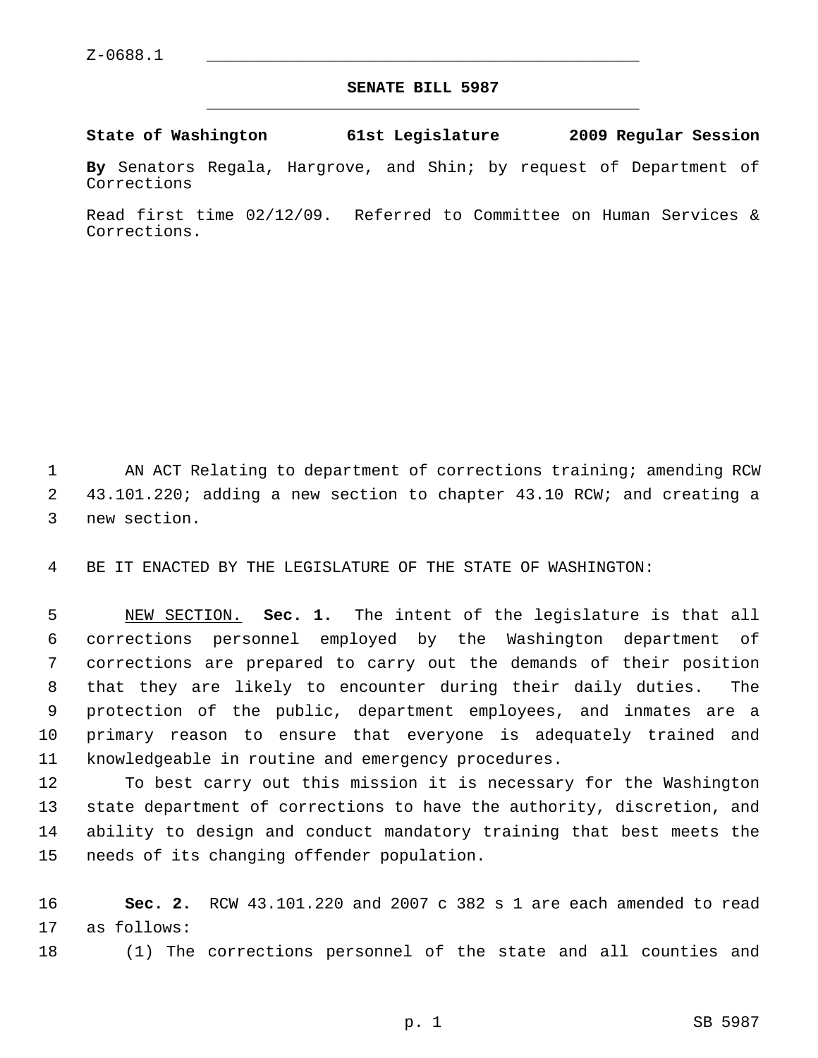Z-0688.1

# SENATE BILL 5987

**State of Washington 61st Legislature 2009 Regular Session**

**By** Senators Regala, Hargrove, and Shin; by request of Department of Corrections

Read first time 02/12/09. Referred to Committee on Human Services & Corrections.

AN ACT Relating to department of corrections training; amending RCW 43.101.220; adding a new section to chapter 43.10 RCW; and creating a new section.

BE IT ENACTED BY THE LEGISLATURE OF THE STATE OF WASHINGTON:

NEW SECTION. **Sec. 1.** The intent of the legislature is that all corrections personnel employed by the Washington department of corrections are prepared to carry out the demands of their position that they are likely to encounter during their daily duties. The protection of the public, department employees, and inmates are a primary reason to ensure that everyone is adequately trained and knowledgeable in routine and emergency procedures.

To best carry out this mission it is necessary for the Washington state department of corrections to have the authority, discretion, and ability to design and conduct mandatory training that best meets the needs of its changing offender population.

**Sec. 2.** RCW 43.101.220 and 2007 c 382 s 1 are each amended to read as follows:

(1) The corrections personnel of the state and all counties and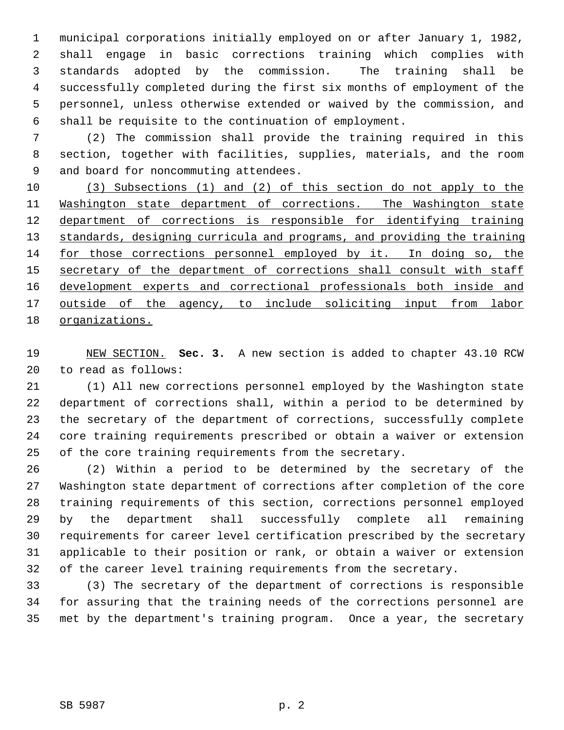municipal corporations initially employed on or after January 1, 1982, shall engage in basic corrections training which complies with standards adopted by the commission. The training shall be successfully completed during the first six months of employment of the personnel, unless otherwise extended or waived by the commission, and shall be requisite to the continuation of employment.

(2) The commission shall provide the training required in this section, together with facilities, supplies, materials, and the room and board for noncommuting attendees.

(3) Subsections (1) and (2) of this section do not apply to the Washington state department of corrections. The Washington state department of corrections is responsible for identifying training standards, designing curricula and programs, and providing the training for those corrections personnel employed by it. In doing so, the secretary of the department of corrections shall consult with staff development experts and correctional professionals both inside and outside of the agency, to include soliciting input from labor organizations.

NEW SECTION. **Sec. 3.** A new section is added to chapter 43.10 RCW to read as follows:

(1) All new corrections personnel employed by the Washington state department of corrections shall, within a period to be determined by the secretary of the department of corrections, successfully complete core training requirements prescribed or obtain a waiver or extension of the core training requirements from the secretary.

(2) Within a period to be determined by the secretary of the Washington state department of corrections after completion of the core training requirements of this section, corrections personnel employed by the department shall successfully complete all remaining requirements for career level certification prescribed by the secretary applicable to their position or rank, or obtain a waiver or extension of the career level training requirements from the secretary.

(3) The secretary of the department of corrections is responsible for assuring that the training needs of the corrections personnel are met by the department's training program. Once a year, the secretary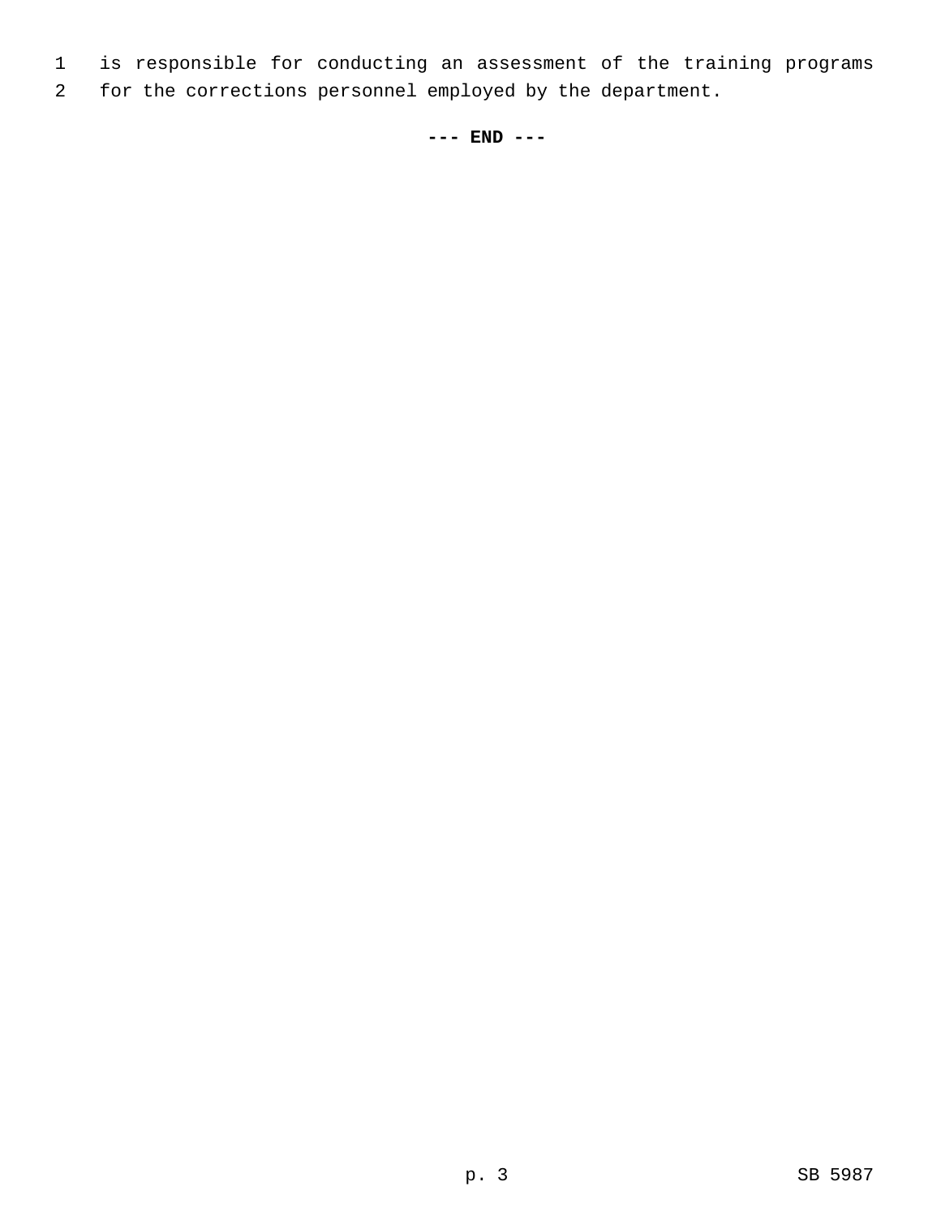is responsible for conducting an assessment of the training programs for the corrections personnel employed by the department.

**--- END ---**